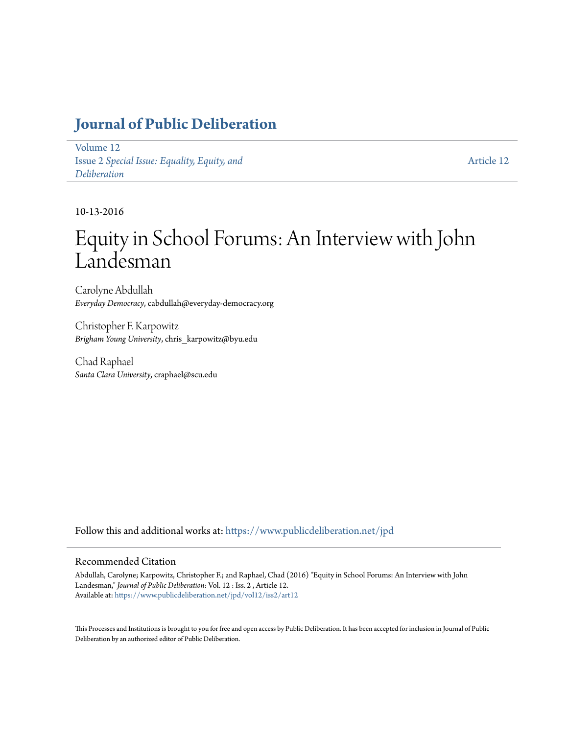# Journal of Public Deliberation

Volume 12
Issue 2 *Special Issue: Equality, Equity, and Deliberation*

Article 12

10-13-2016

# Equity in School Forums: An Interview with John Landesman

Carolyne Abdullah
*Everyday Democracy*, cabdullah@everyday-democracy.org

Christopher F. Karpowitz
*Brigham Young University*, chris_karpowitz@byu.edu

Chad Raphael
*Santa Clara University*, craphael@scu.edu

Follow this and additional works at: https://www.publicdeliberation.net/jpd

## Recommended Citation

Abdullah, Carolyne; Karpowitz, Christopher F.; and Raphael, Chad (2016) "Equity in School Forums: An Interview with John Landesman," *Journal of Public Deliberation*: Vol. 12 : Iss. 2 , Article 12.
Available at: https://www.publicdeliberation.net/jpd/vol12/iss2/art12

This Processes and Institutions is brought to you for free and open access by Public Deliberation. It has been accepted for inclusion in Journal of Public Deliberation by an authorized editor of Public Deliberation.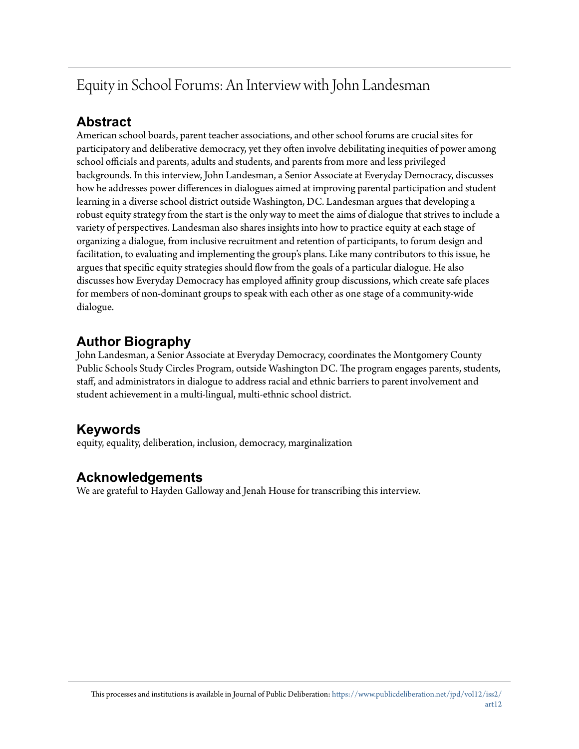# Equity in School Forums: An Interview with John Landesman

## Abstract

American school boards, parent teacher associations, and other school forums are crucial sites for participatory and deliberative democracy, yet they often involve debilitating inequities of power among school officials and parents, adults and students, and parents from more and less privileged backgrounds. In this interview, John Landesman, a Senior Associate at Everyday Democracy, discusses how he addresses power differences in dialogues aimed at improving parental participation and student learning in a diverse school district outside Washington, DC. Landesman argues that developing a robust equity strategy from the start is the only way to meet the aims of dialogue that strives to include a variety of perspectives. Landesman also shares insights into how to practice equity at each stage of organizing a dialogue, from inclusive recruitment and retention of participants, to forum design and facilitation, to evaluating and implementing the group's plans. Like many contributors to this issue, he argues that specific equity strategies should flow from the goals of a particular dialogue. He also discusses how Everyday Democracy has employed affinity group discussions, which create safe places for members of non-dominant groups to speak with each other as one stage of a community-wide dialogue.

## Author Biography

John Landesman, a Senior Associate at Everyday Democracy, coordinates the Montgomery County Public Schools Study Circles Program, outside Washington DC. The program engages parents, students, staff, and administrators in dialogue to address racial and ethnic barriers to parent involvement and student achievement in a multi-lingual, multi-ethnic school district.

## Keywords

equity, equality, deliberation, inclusion, democracy, marginalization

## Acknowledgements

We are grateful to Hayden Galloway and Jenah House for transcribing this interview.

This processes and institutions is available in Journal of Public Deliberation: https://www.publicdeliberation.net/jpd/vol12/iss2/art12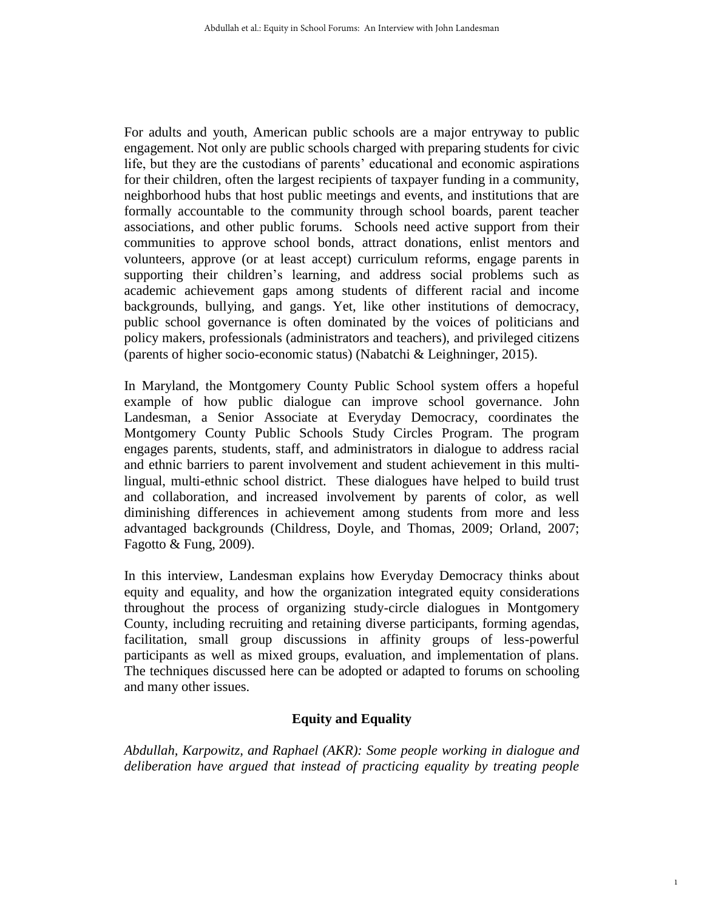For adults and youth, American public schools are a major entryway to public engagement. Not only are public schools charged with preparing students for civic life, but they are the custodians of parents' educational and economic aspirations for their children, often the largest recipients of taxpayer funding in a community, neighborhood hubs that host public meetings and events, and institutions that are formally accountable to the community through school boards, parent teacher associations, and other public forums. Schools need active support from their communities to approve school bonds, attract donations, enlist mentors and volunteers, approve (or at least accept) curriculum reforms, engage parents in supporting their children's learning, and address social problems such as academic achievement gaps among students of different racial and income backgrounds, bullying, and gangs. Yet, like other institutions of democracy, public school governance is often dominated by the voices of politicians and policy makers, professionals (administrators and teachers), and privileged citizens (parents of higher socio-economic status) (Nabatchi & Leighninger, 2015).

In Maryland, the Montgomery County Public School system offers a hopeful example of how public dialogue can improve school governance. John Landesman, a Senior Associate at Everyday Democracy, coordinates the Montgomery County Public Schools Study Circles Program. The program engages parents, students, staff, and administrators in dialogue to address racial and ethnic barriers to parent involvement and student achievement in this multi-lingual, multi-ethnic school district. These dialogues have helped to build trust and collaboration, and increased involvement by parents of color, as well diminishing differences in achievement among students from more and less advantaged backgrounds (Childress, Doyle, and Thomas, 2009; Orland, 2007; Fagotto & Fung, 2009).

In this interview, Landesman explains how Everyday Democracy thinks about equity and equality, and how the organization integrated equity considerations throughout the process of organizing study-circle dialogues in Montgomery County, including recruiting and retaining diverse participants, forming agendas, facilitation, small group discussions in affinity groups of less-powerful participants as well as mixed groups, evaluation, and implementation of plans. The techniques discussed here can be adopted or adapted to forums on schooling and many other issues.

## Equity and Equality

*Abdullah, Karpowitz, and Raphael (AKR): Some people working in dialogue and deliberation have argued that instead of practicing equality by treating people*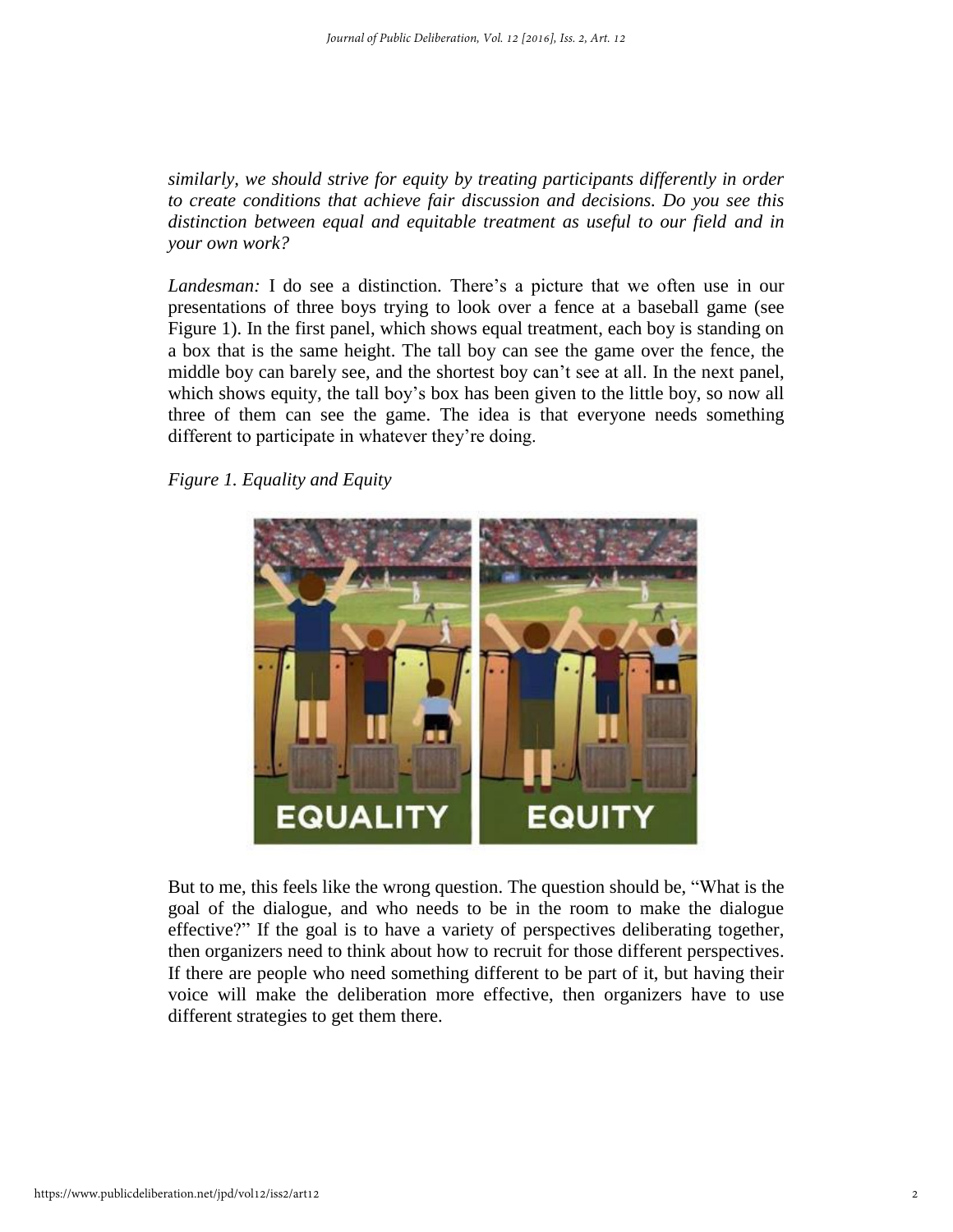*similarly, we should strive for equity by treating participants differently in order to create conditions that achieve fair discussion and decisions. Do you see this distinction between equal and equitable treatment as useful to our field and in your own work?*

*Landesman:* I do see a distinction. There's a picture that we often use in our presentations of three boys trying to look over a fence at a baseball game (see Figure 1). In the first panel, which shows equal treatment, each boy is standing on a box that is the same height. The tall boy can see the game over the fence, the middle boy can barely see, and the shortest boy can't see at all. In the next panel, which shows equity, the tall boy's box has been given to the little boy, so now all three of them can see the game. The idea is that everyone needs something different to participate in whatever they're doing.

*Figure 1. Equality and Equity*

But to me, this feels like the wrong question. The question should be, "What is the goal of the dialogue, and who needs to be in the room to make the dialogue effective?" If the goal is to have a variety of perspectives deliberating together, then organizers need to think about how to recruit for those different perspectives. If there are people who need something different to be part of it, but having their voice will make the deliberation more effective, then organizers have to use different strategies to get them there.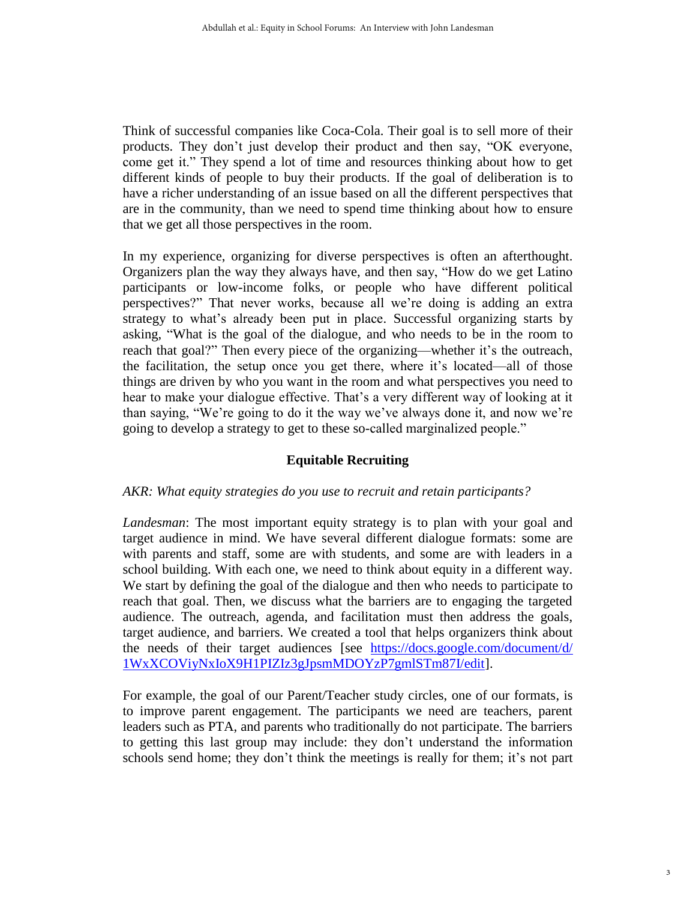Think of successful companies like Coca-Cola. Their goal is to sell more of their products. They don't just develop their product and then say, "OK everyone, come get it." They spend a lot of time and resources thinking about how to get different kinds of people to buy their products. If the goal of deliberation is to have a richer understanding of an issue based on all the different perspectives that are in the community, than we need to spend time thinking about how to ensure that we get all those perspectives in the room.

In my experience, organizing for diverse perspectives is often an afterthought. Organizers plan the way they always have, and then say, "How do we get Latino participants or low-income folks, or people who have different political perspectives?" That never works, because all we're doing is adding an extra strategy to what's already been put in place. Successful organizing starts by asking, "What is the goal of the dialogue, and who needs to be in the room to reach that goal?" Then every piece of the organizing—whether it's the outreach, the facilitation, the setup once you get there, where it's located—all of those things are driven by who you want in the room and what perspectives you need to hear to make your dialogue effective. That's a very different way of looking at it than saying, "We're going to do it the way we've always done it, and now we're going to develop a strategy to get to these so-called marginalized people."

## Equitable Recruiting

*AKR: What equity strategies do you use to recruit and retain participants?*

*Landesman*: The most important equity strategy is to plan with your goal and target audience in mind. We have several different dialogue formats: some are with parents and staff, some are with students, and some are with leaders in a school building. With each one, we need to think about equity in a different way. We start by defining the goal of the dialogue and then who needs to participate to reach that goal. Then, we discuss what the barriers are to engaging the targeted audience. The outreach, agenda, and facilitation must then address the goals, target audience, and barriers. We created a tool that helps organizers think about the needs of their target audiences [see https://docs.google.com/document/d/1WxXCOViyNxIoX9H1PIZIz3gJpsmMDOYzP7gmlSTm87I/edit].

For example, the goal of our Parent/Teacher study circles, one of our formats, is to improve parent engagement. The participants we need are teachers, parent leaders such as PTA, and parents who traditionally do not participate. The barriers to getting this last group may include: they don't understand the information schools send home; they don't think the meetings is really for them; it's not part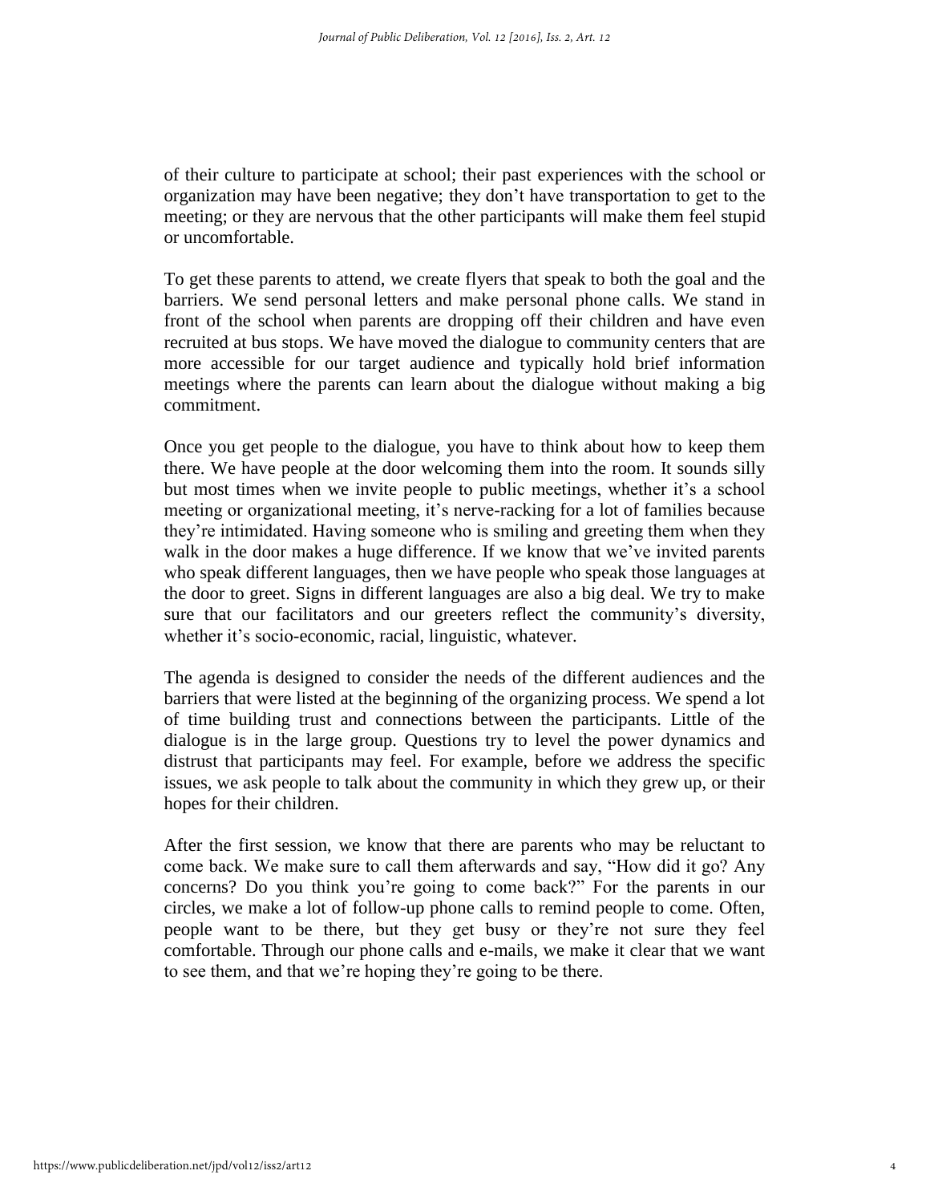of their culture to participate at school; their past experiences with the school or organization may have been negative; they don't have transportation to get to the meeting; or they are nervous that the other participants will make them feel stupid or uncomfortable.

To get these parents to attend, we create flyers that speak to both the goal and the barriers. We send personal letters and make personal phone calls. We stand in front of the school when parents are dropping off their children and have even recruited at bus stops. We have moved the dialogue to community centers that are more accessible for our target audience and typically hold brief information meetings where the parents can learn about the dialogue without making a big commitment.

Once you get people to the dialogue, you have to think about how to keep them there. We have people at the door welcoming them into the room. It sounds silly but most times when we invite people to public meetings, whether it's a school meeting or organizational meeting, it's nerve-racking for a lot of families because they're intimidated. Having someone who is smiling and greeting them when they walk in the door makes a huge difference. If we know that we've invited parents who speak different languages, then we have people who speak those languages at the door to greet. Signs in different languages are also a big deal. We try to make sure that our facilitators and our greeters reflect the community's diversity, whether it's socio-economic, racial, linguistic, whatever.

The agenda is designed to consider the needs of the different audiences and the barriers that were listed at the beginning of the organizing process. We spend a lot of time building trust and connections between the participants. Little of the dialogue is in the large group. Questions try to level the power dynamics and distrust that participants may feel. For example, before we address the specific issues, we ask people to talk about the community in which they grew up, or their hopes for their children.

After the first session, we know that there are parents who may be reluctant to come back. We make sure to call them afterwards and say, "How did it go? Any concerns? Do you think you're going to come back?" For the parents in our circles, we make a lot of follow-up phone calls to remind people to come. Often, people want to be there, but they get busy or they're not sure they feel comfortable. Through our phone calls and e-mails, we make it clear that we want to see them, and that we're hoping they're going to be there.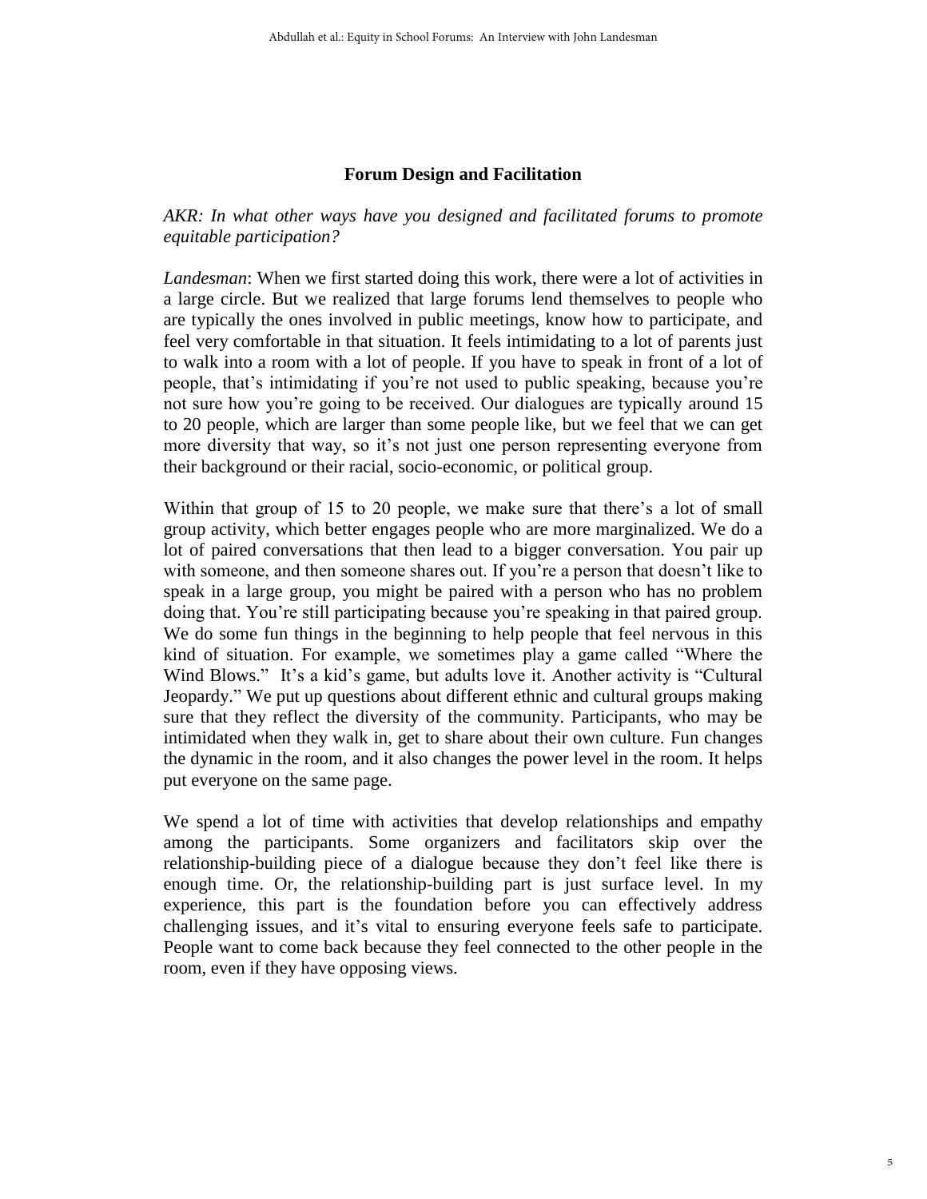## Forum Design and Facilitation

*AKR: In what other ways have you designed and facilitated forums to promote equitable participation?*

*Landesman*: When we first started doing this work, there were a lot of activities in a large circle. But we realized that large forums lend themselves to people who are typically the ones involved in public meetings, know how to participate, and feel very comfortable in that situation. It feels intimidating to a lot of parents just to walk into a room with a lot of people. If you have to speak in front of a lot of people, that's intimidating if you're not used to public speaking, because you're not sure how you're going to be received. Our dialogues are typically around 15 to 20 people, which are larger than some people like, but we feel that we can get more diversity that way, so it's not just one person representing everyone from their background or their racial, socio-economic, or political group.

Within that group of 15 to 20 people, we make sure that there's a lot of small group activity, which better engages people who are more marginalized. We do a lot of paired conversations that then lead to a bigger conversation. You pair up with someone, and then someone shares out. If you're a person that doesn't like to speak in a large group, you might be paired with a person who has no problem doing that. You're still participating because you're speaking in that paired group. We do some fun things in the beginning to help people that feel nervous in this kind of situation. For example, we sometimes play a game called "Where the Wind Blows." It's a kid's game, but adults love it. Another activity is "Cultural Jeopardy." We put up questions about different ethnic and cultural groups making sure that they reflect the diversity of the community. Participants, who may be intimidated when they walk in, get to share about their own culture. Fun changes the dynamic in the room, and it also changes the power level in the room. It helps put everyone on the same page.

We spend a lot of time with activities that develop relationships and empathy among the participants. Some organizers and facilitators skip over the relationship-building piece of a dialogue because they don't feel like there is enough time. Or, the relationship-building part is just surface level. In my experience, this part is the foundation before you can effectively address challenging issues, and it's vital to ensuring everyone feels safe to participate. People want to come back because they feel connected to the other people in the room, even if they have opposing views.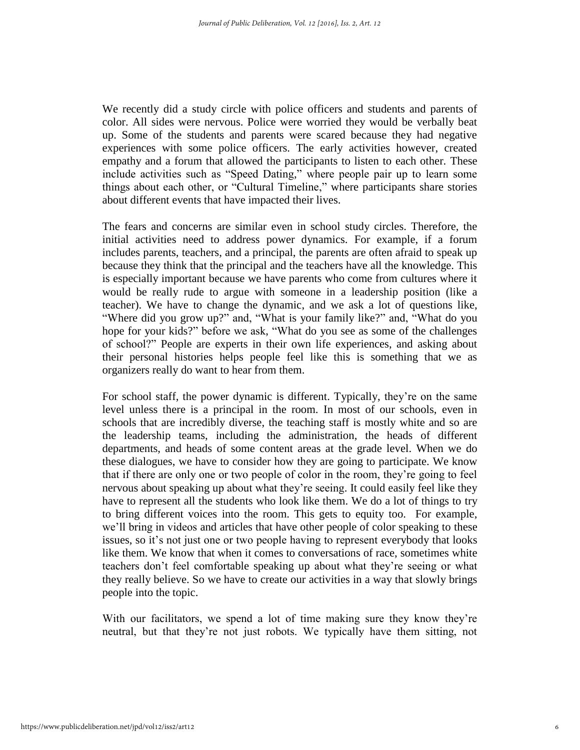We recently did a study circle with police officers and students and parents of color. All sides were nervous. Police were worried they would be verbally beat up. Some of the students and parents were scared because they had negative experiences with some police officers. The early activities however, created empathy and a forum that allowed the participants to listen to each other. These include activities such as "Speed Dating," where people pair up to learn some things about each other, or "Cultural Timeline," where participants share stories about different events that have impacted their lives.

The fears and concerns are similar even in school study circles. Therefore, the initial activities need to address power dynamics. For example, if a forum includes parents, teachers, and a principal, the parents are often afraid to speak up because they think that the principal and the teachers have all the knowledge. This is especially important because we have parents who come from cultures where it would be really rude to argue with someone in a leadership position (like a teacher). We have to change the dynamic, and we ask a lot of questions like, "Where did you grow up?" and, "What is your family like?" and, "What do you hope for your kids?" before we ask, "What do you see as some of the challenges of school?" People are experts in their own life experiences, and asking about their personal histories helps people feel like this is something that we as organizers really do want to hear from them.

For school staff, the power dynamic is different. Typically, they're on the same level unless there is a principal in the room. In most of our schools, even in schools that are incredibly diverse, the teaching staff is mostly white and so are the leadership teams, including the administration, the heads of different departments, and heads of some content areas at the grade level. When we do these dialogues, we have to consider how they are going to participate. We know that if there are only one or two people of color in the room, they're going to feel nervous about speaking up about what they're seeing. It could easily feel like they have to represent all the students who look like them. We do a lot of things to try to bring different voices into the room. This gets to equity too. For example, we'll bring in videos and articles that have other people of color speaking to these issues, so it's not just one or two people having to represent everybody that looks like them. We know that when it comes to conversations of race, sometimes white teachers don't feel comfortable speaking up about what they're seeing or what they really believe. So we have to create our activities in a way that slowly brings people into the topic.

With our facilitators, we spend a lot of time making sure they know they're neutral, but that they're not just robots. We typically have them sitting, not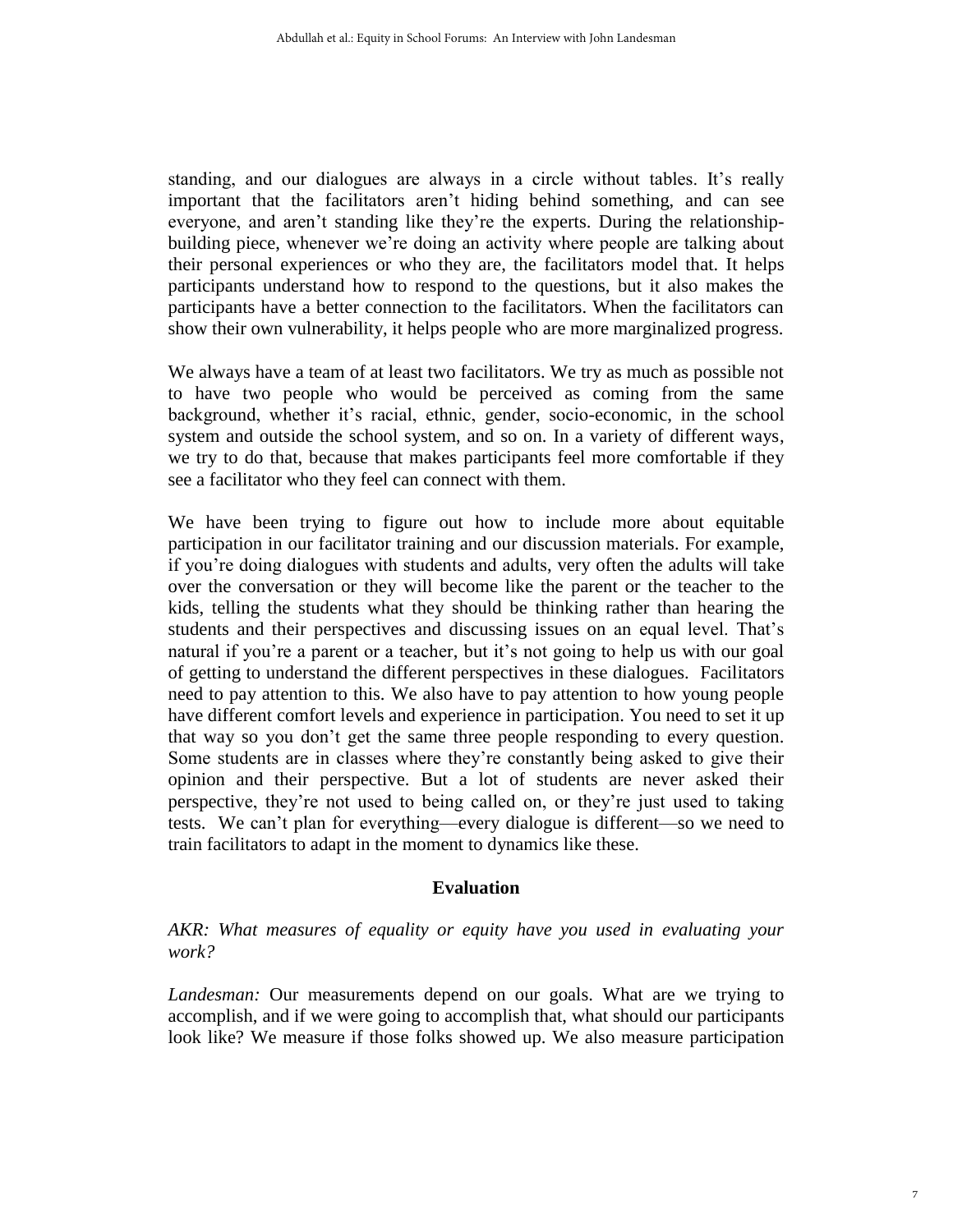standing, and our dialogues are always in a circle without tables. It's really important that the facilitators aren't hiding behind something, and can see everyone, and aren't standing like they're the experts. During the relationship-building piece, whenever we're doing an activity where people are talking about their personal experiences or who they are, the facilitators model that. It helps participants understand how to respond to the questions, but it also makes the participants have a better connection to the facilitators. When the facilitators can show their own vulnerability, it helps people who are more marginalized progress.

We always have a team of at least two facilitators. We try as much as possible not to have two people who would be perceived as coming from the same background, whether it's racial, ethnic, gender, socio-economic, in the school system and outside the school system, and so on. In a variety of different ways, we try to do that, because that makes participants feel more comfortable if they see a facilitator who they feel can connect with them.

We have been trying to figure out how to include more about equitable participation in our facilitator training and our discussion materials. For example, if you're doing dialogues with students and adults, very often the adults will take over the conversation or they will become like the parent or the teacher to the kids, telling the students what they should be thinking rather than hearing the students and their perspectives and discussing issues on an equal level. That's natural if you're a parent or a teacher, but it's not going to help us with our goal of getting to understand the different perspectives in these dialogues. Facilitators need to pay attention to this. We also have to pay attention to how young people have different comfort levels and experience in participation. You need to set it up that way so you don't get the same three people responding to every question. Some students are in classes where they're constantly being asked to give their opinion and their perspective. But a lot of students are never asked their perspective, they're not used to being called on, or they're just used to taking tests. We can't plan for everything—every dialogue is different—so we need to train facilitators to adapt in the moment to dynamics like these.

## Evaluation

*AKR: What measures of equality or equity have you used in evaluating your work?*

*Landesman:* Our measurements depend on our goals. What are we trying to accomplish, and if we were going to accomplish that, what should our participants look like? We measure if those folks showed up. We also measure participation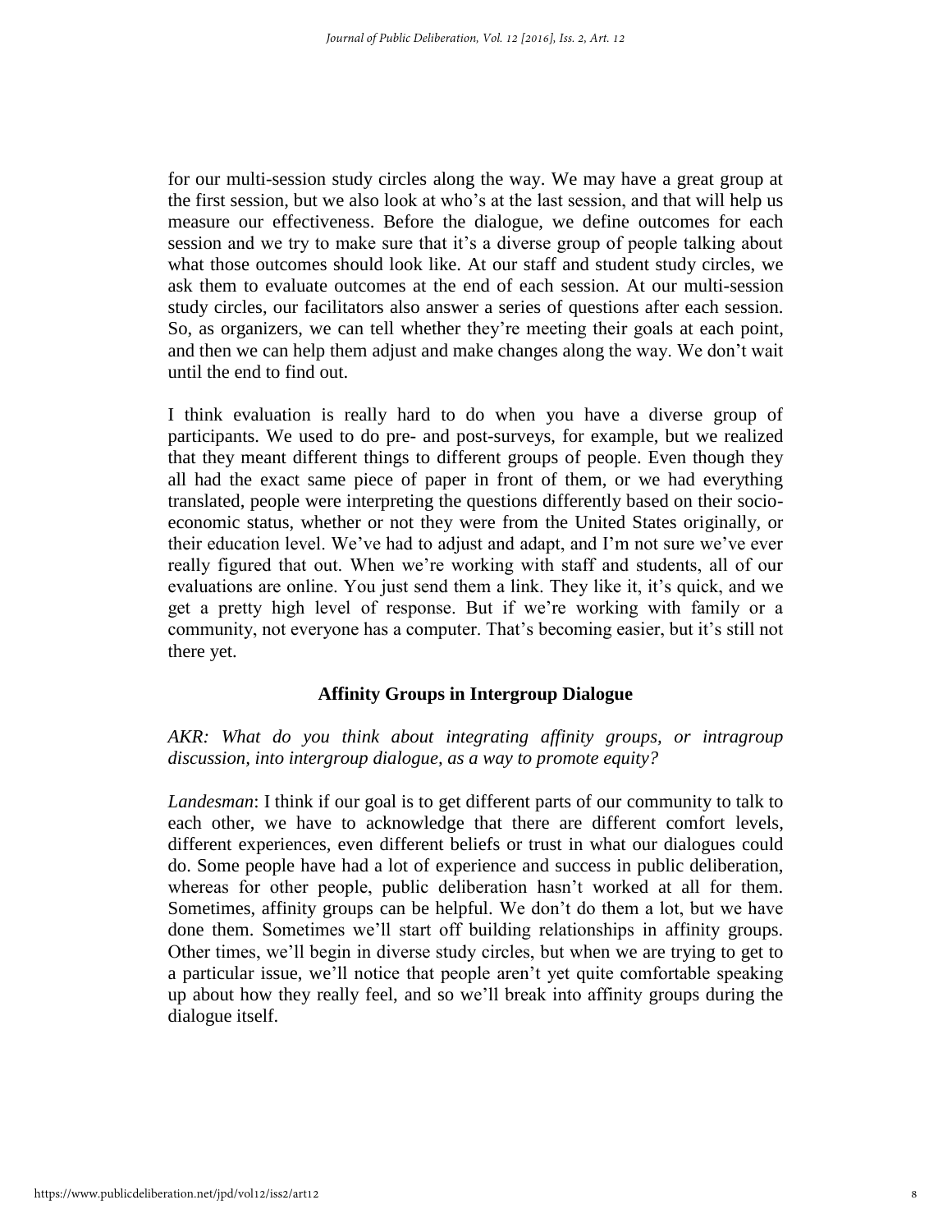for our multi-session study circles along the way. We may have a great group at the first session, but we also look at who's at the last session, and that will help us measure our effectiveness. Before the dialogue, we define outcomes for each session and we try to make sure that it's a diverse group of people talking about what those outcomes should look like. At our staff and student study circles, we ask them to evaluate outcomes at the end of each session. At our multi-session study circles, our facilitators also answer a series of questions after each session. So, as organizers, we can tell whether they're meeting their goals at each point, and then we can help them adjust and make changes along the way. We don't wait until the end to find out.

I think evaluation is really hard to do when you have a diverse group of participants. We used to do pre- and post-surveys, for example, but we realized that they meant different things to different groups of people. Even though they all had the exact same piece of paper in front of them, or we had everything translated, people were interpreting the questions differently based on their socio-economic status, whether or not they were from the United States originally, or their education level. We've had to adjust and adapt, and I'm not sure we've ever really figured that out. When we're working with staff and students, all of our evaluations are online. You just send them a link. They like it, it's quick, and we get a pretty high level of response. But if we're working with family or a community, not everyone has a computer. That's becoming easier, but it's still not there yet.

### Affinity Groups in Intergroup Dialogue

*AKR: What do you think about integrating affinity groups, or intragroup discussion, into intergroup dialogue, as a way to promote equity?*

*Landesman*: I think if our goal is to get different parts of our community to talk to each other, we have to acknowledge that there are different comfort levels, different experiences, even different beliefs or trust in what our dialogues could do. Some people have had a lot of experience and success in public deliberation, whereas for other people, public deliberation hasn't worked at all for them. Sometimes, affinity groups can be helpful. We don't do them a lot, but we have done them. Sometimes we'll start off building relationships in affinity groups. Other times, we'll begin in diverse study circles, but when we are trying to get to a particular issue, we'll notice that people aren't yet quite comfortable speaking up about how they really feel, and so we'll break into affinity groups during the dialogue itself.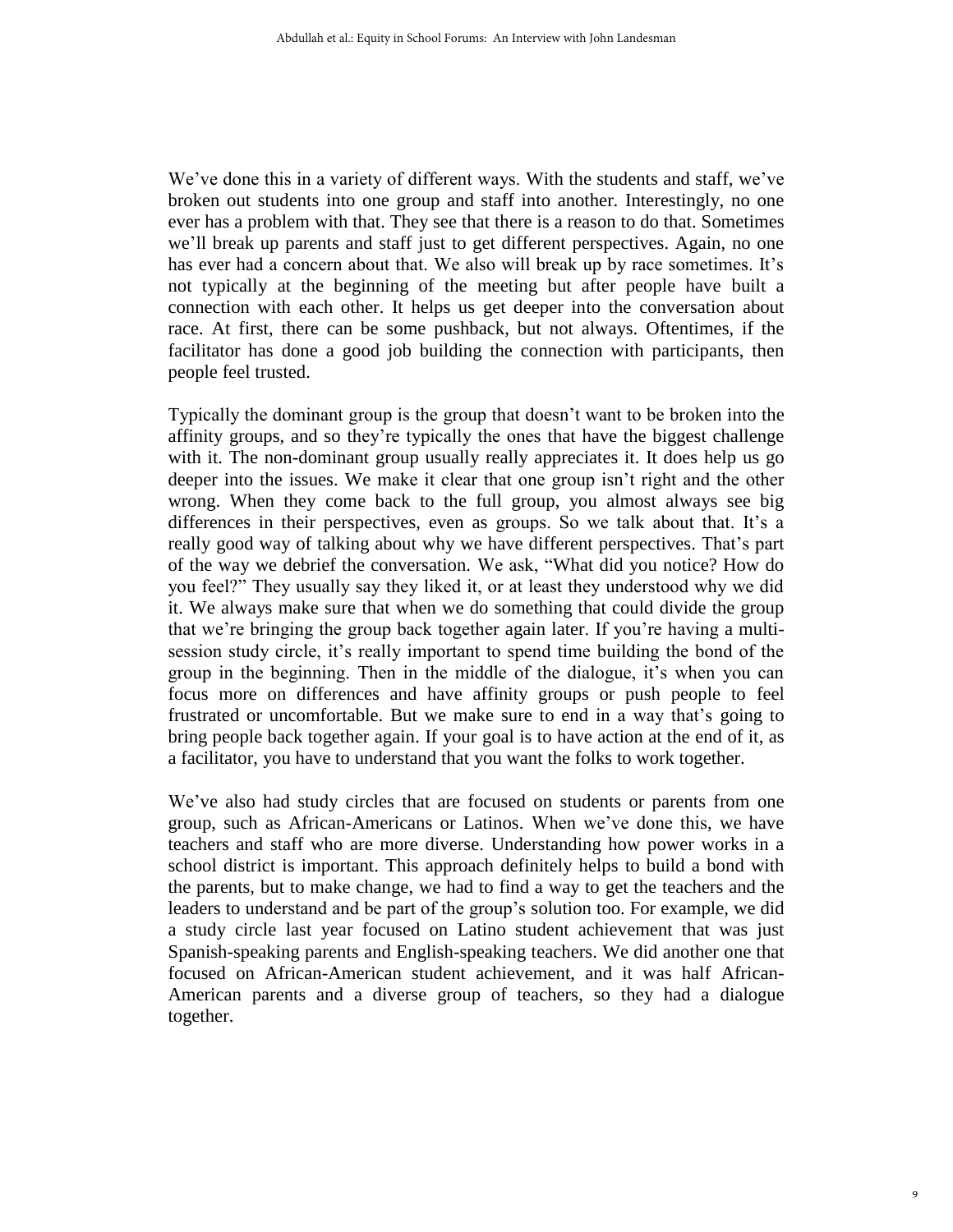We've done this in a variety of different ways. With the students and staff, we've broken out students into one group and staff into another. Interestingly, no one ever has a problem with that. They see that there is a reason to do that. Sometimes we'll break up parents and staff just to get different perspectives. Again, no one has ever had a concern about that. We also will break up by race sometimes. It's not typically at the beginning of the meeting but after people have built a connection with each other. It helps us get deeper into the conversation about race. At first, there can be some pushback, but not always. Oftentimes, if the facilitator has done a good job building the connection with participants, then people feel trusted.

Typically the dominant group is the group that doesn't want to be broken into the affinity groups, and so they're typically the ones that have the biggest challenge with it. The non-dominant group usually really appreciates it. It does help us go deeper into the issues. We make it clear that one group isn't right and the other wrong. When they come back to the full group, you almost always see big differences in their perspectives, even as groups. So we talk about that. It's a really good way of talking about why we have different perspectives. That's part of the way we debrief the conversation. We ask, "What did you notice? How do you feel?" They usually say they liked it, or at least they understood why we did it. We always make sure that when we do something that could divide the group that we're bringing the group back together again later. If you're having a multi-session study circle, it's really important to spend time building the bond of the group in the beginning. Then in the middle of the dialogue, it's when you can focus more on differences and have affinity groups or push people to feel frustrated or uncomfortable. But we make sure to end in a way that's going to bring people back together again. If your goal is to have action at the end of it, as a facilitator, you have to understand that you want the folks to work together.

We've also had study circles that are focused on students or parents from one group, such as African-Americans or Latinos. When we've done this, we have teachers and staff who are more diverse. Understanding how power works in a school district is important. This approach definitely helps to build a bond with the parents, but to make change, we had to find a way to get the teachers and the leaders to understand and be part of the group's solution too. For example, we did a study circle last year focused on Latino student achievement that was just Spanish-speaking parents and English-speaking teachers. We did another one that focused on African-American student achievement, and it was half African-American parents and a diverse group of teachers, so they had a dialogue together.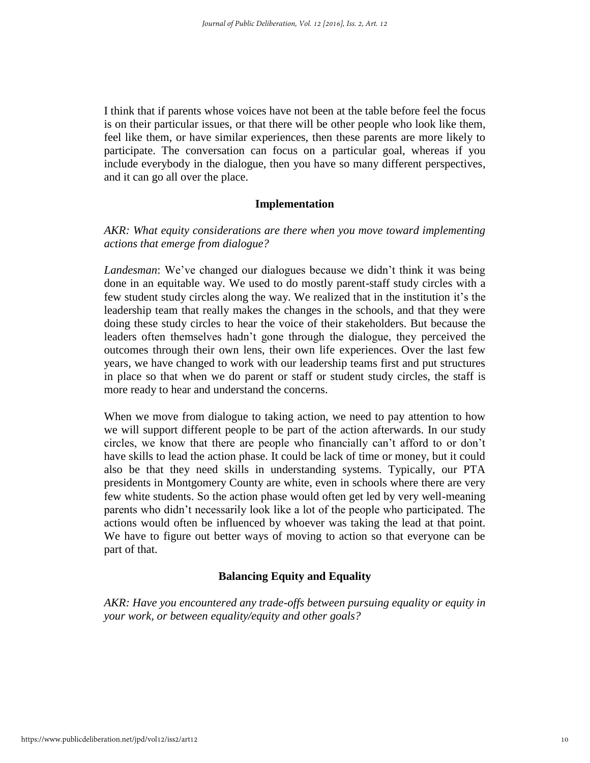I think that if parents whose voices have not been at the table before feel the focus is on their particular issues, or that there will be other people who look like them, feel like them, or have similar experiences, then these parents are more likely to participate. The conversation can focus on a particular goal, whereas if you include everybody in the dialogue, then you have so many different perspectives, and it can go all over the place.

## Implementation

*AKR: What equity considerations are there when you move toward implementing actions that emerge from dialogue?*

*Landesman*: We've changed our dialogues because we didn't think it was being done in an equitable way. We used to do mostly parent-staff study circles with a few student study circles along the way. We realized that in the institution it's the leadership team that really makes the changes in the schools, and that they were doing these study circles to hear the voice of their stakeholders. But because the leaders often themselves hadn't gone through the dialogue, they perceived the outcomes through their own lens, their own life experiences. Over the last few years, we have changed to work with our leadership teams first and put structures in place so that when we do parent or staff or student study circles, the staff is more ready to hear and understand the concerns.

When we move from dialogue to taking action, we need to pay attention to how we will support different people to be part of the action afterwards. In our study circles, we know that there are people who financially can't afford to or don't have skills to lead the action phase. It could be lack of time or money, but it could also be that they need skills in understanding systems. Typically, our PTA presidents in Montgomery County are white, even in schools where there are very few white students. So the action phase would often get led by very well-meaning parents who didn't necessarily look like a lot of the people who participated. The actions would often be influenced by whoever was taking the lead at that point. We have to figure out better ways of moving to action so that everyone can be part of that.

## Balancing Equity and Equality

*AKR: Have you encountered any trade-offs between pursuing equality or equity in your work, or between equality/equity and other goals?*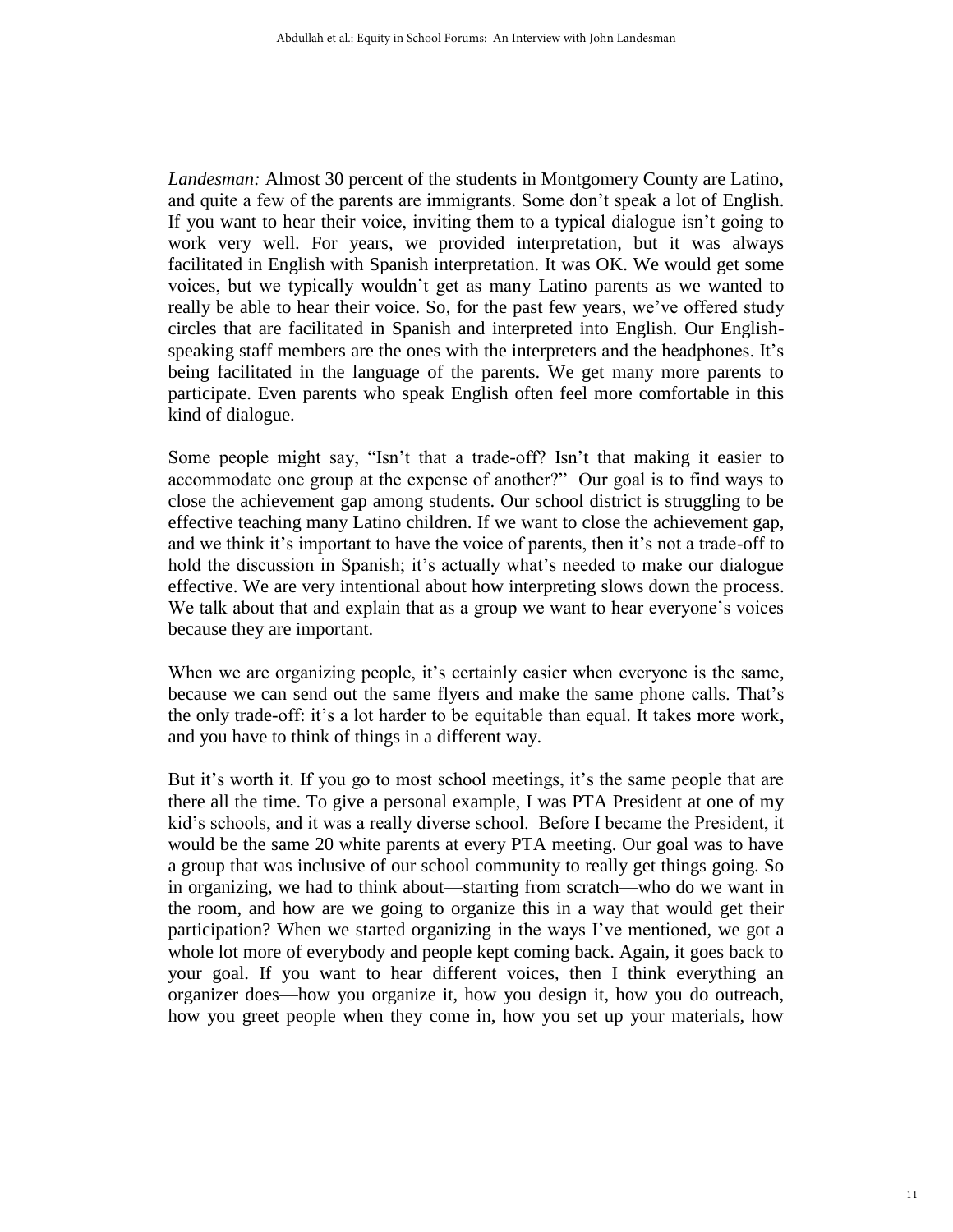*Landesman:* Almost 30 percent of the students in Montgomery County are Latino, and quite a few of the parents are immigrants. Some don't speak a lot of English. If you want to hear their voice, inviting them to a typical dialogue isn't going to work very well. For years, we provided interpretation, but it was always facilitated in English with Spanish interpretation. It was OK. We would get some voices, but we typically wouldn't get as many Latino parents as we wanted to really be able to hear their voice. So, for the past few years, we've offered study circles that are facilitated in Spanish and interpreted into English. Our English-speaking staff members are the ones with the interpreters and the headphones. It's being facilitated in the language of the parents. We get many more parents to participate. Even parents who speak English often feel more comfortable in this kind of dialogue.

Some people might say, "Isn't that a trade-off? Isn't that making it easier to accommodate one group at the expense of another?" Our goal is to find ways to close the achievement gap among students. Our school district is struggling to be effective teaching many Latino children. If we want to close the achievement gap, and we think it's important to have the voice of parents, then it's not a trade-off to hold the discussion in Spanish; it's actually what's needed to make our dialogue effective. We are very intentional about how interpreting slows down the process. We talk about that and explain that as a group we want to hear everyone's voices because they are important.

When we are organizing people, it's certainly easier when everyone is the same, because we can send out the same flyers and make the same phone calls. That's the only trade-off: it's a lot harder to be equitable than equal. It takes more work, and you have to think of things in a different way.

But it's worth it. If you go to most school meetings, it's the same people that are there all the time. To give a personal example, I was PTA President at one of my kid's schools, and it was a really diverse school. Before I became the President, it would be the same 20 white parents at every PTA meeting. Our goal was to have a group that was inclusive of our school community to really get things going. So in organizing, we had to think about—starting from scratch—who do we want in the room, and how are we going to organize this in a way that would get their participation? When we started organizing in the ways I've mentioned, we got a whole lot more of everybody and people kept coming back. Again, it goes back to your goal. If you want to hear different voices, then I think everything an organizer does—how you organize it, how you design it, how you do outreach, how you greet people when they come in, how you set up your materials, how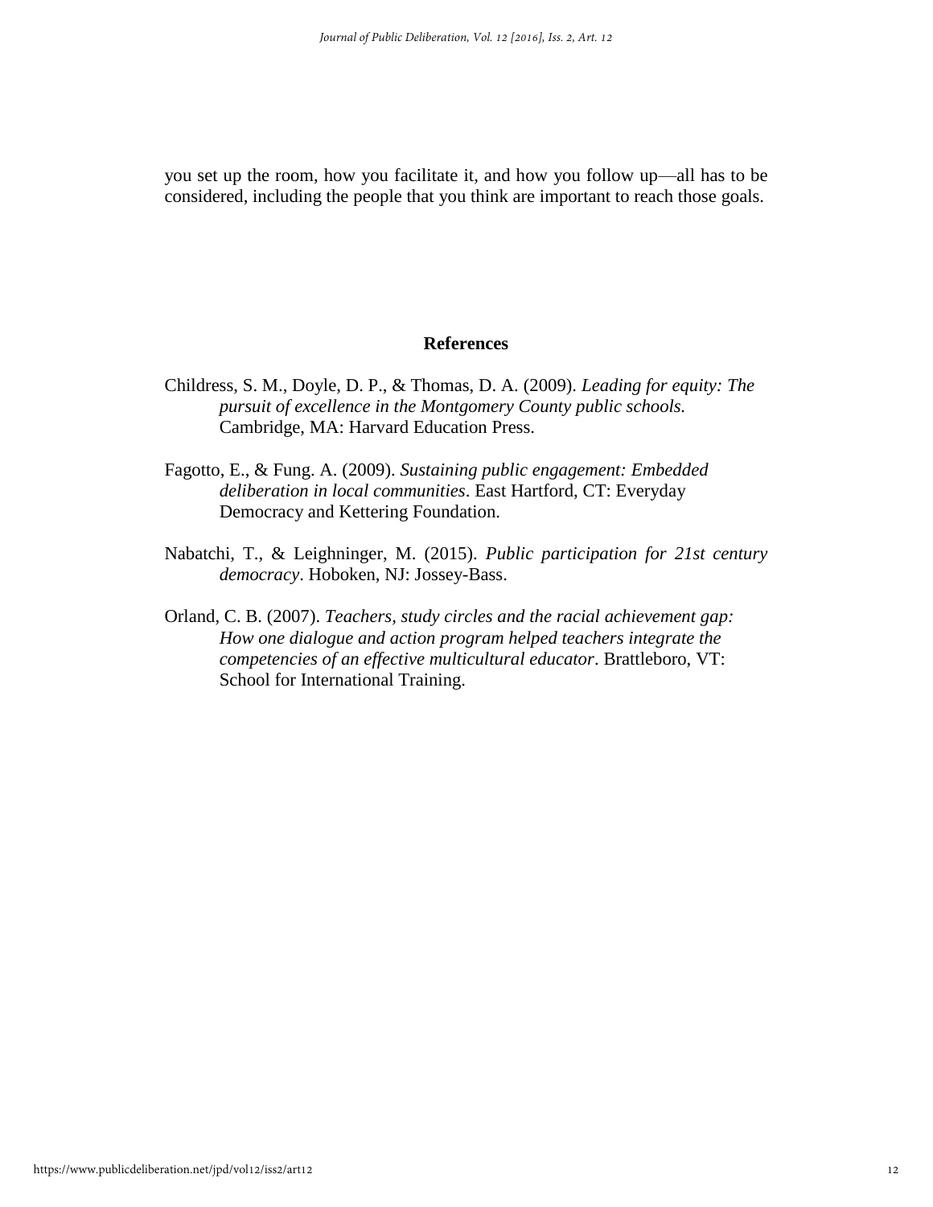you set up the room, how you facilitate it, and how you follow up—all has to be considered, including the people that you think are important to reach those goals.

## References

Childress, S. M., Doyle, D. P., & Thomas, D. A. (2009). *Leading for equity: The pursuit of excellence in the Montgomery County public schools.* Cambridge, MA: Harvard Education Press.

Fagotto, E., & Fung. A. (2009). *Sustaining public engagement: Embedded deliberation in local communities*. East Hartford, CT: Everyday Democracy and Kettering Foundation.

Nabatchi, T., & Leighninger, M. (2015). *Public participation for 21st century democracy*. Hoboken, NJ: Jossey-Bass.

Orland, C. B. (2007). *Teachers, study circles and the racial achievement gap: How one dialogue and action program helped teachers integrate the competencies of an effective multicultural educator*. Brattleboro, VT: School for International Training.